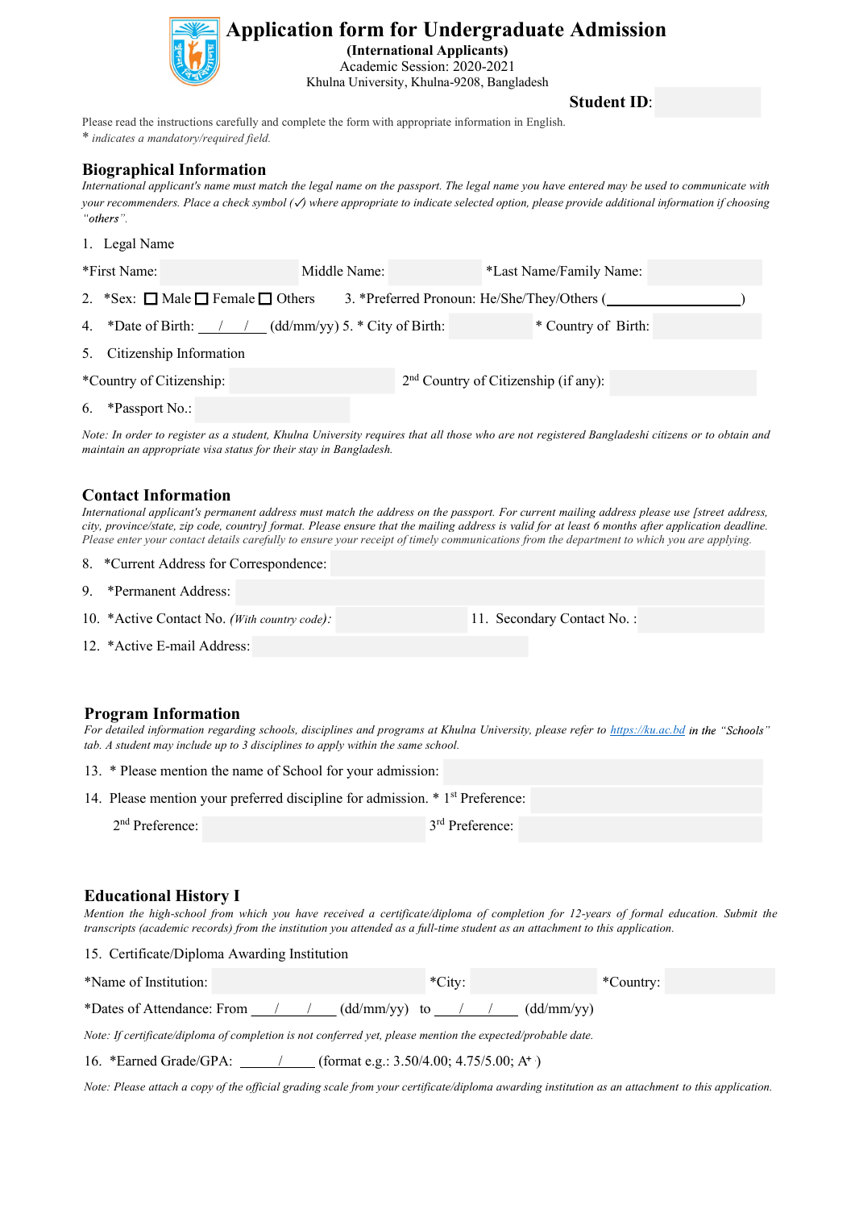# Application form for Undergraduate Admission

**(International Applicants)**
Academic Session: 2020-2021
Khulna University, Khulna-9208, Bangladesh

**Student ID**:

Please read the instructions carefully and complete the form with appropriate information in English.
* *indicates a mandatory/required field.*

## Biographical Information

*International applicant's name must match the legal name on the passport. The legal name you have entered may be used to communicate with your recommenders. Place a check symbol (✓) where appropriate to indicate selected option, please provide additional information if choosing "others".*

1. Legal Name

*First Name: Middle Name: *Last Name/Family Name:

2. *Sex: ☐ Male ☐ Female ☐ Others 3. *Preferred Pronoun: He/She/They/Others (\_\_\_\_\_\_\_\_\_\_\_\_\_\_\_\_\_\_)

4. *Date of Birth: \_\_\_/\_\_\_/\_\_\_ (dd/mm/yy) 5. * City of Birth: * Country of Birth:

5. Citizenship Information

*Country of Citizenship: 2nd Country of Citizenship (if any):

6. *Passport No.:

*Note: In order to register as a student, Khulna University requires that all those who are not registered Bangladeshi citizens or to obtain and maintain an appropriate visa status for their stay in Bangladesh.*

## Contact Information

*International applicant's permanent address must match the address on the passport. For current mailing address please use [street address, city, province/state, zip code, country] format. Please ensure that the mailing address is valid for at least 6 months after application deadline. Please enter your contact details carefully to ensure your receipt of timely communications from the department to which you are applying.*

8. *Current Address for Correspondence:
9. *Permanent Address:
10. *Active Contact No. *(With country code)*: 11. Secondary Contact No. :
12. *Active E-mail Address:

## Program Information

*For detailed information regarding schools, disciplines and programs at Khulna University, please refer to* https://ku.ac.bd *in the "Schools" tab. A student may include up to 3 disciplines to apply within the same school.*

13. * Please mention the name of School for your admission:
14. Please mention your preferred discipline for admission. * 1st Preference:

 2nd Preference: 3rd Preference:

## Educational History I

*Mention the high-school from which you have received a certificate/diploma of completion for 12-years of formal education. Submit the transcripts (academic records) from the institution you attended as a full-time student as an attachment to this application.*

15. Certificate/Diploma Awarding Institution

*Name of Institution: *City: *Country:

*Dates of Attendance: From \_\_\_/\_\_\_/\_\_\_ (dd/mm/yy) to \_\_\_/\_\_\_/\_\_\_ (dd/mm/yy)

*Note: If certificate/diploma of completion is not conferred yet, please mention the expected/probable date.*

16. *Earned Grade/GPA: \_\_\_\_\_/\_\_\_\_\_ (format e.g.: 3.50/4.00; 4.75/5.00; A+ )

*Note: Please attach a copy of the official grading scale from your certificate/diploma awarding institution as an attachment to this application.*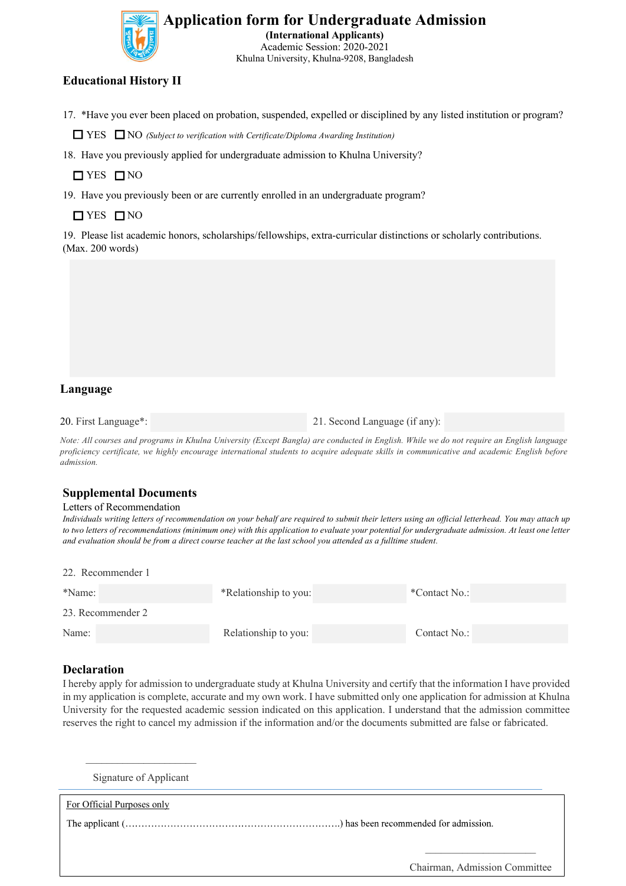# Application form for Undergraduate Admission

**(International Applicants)**
Academic Session: 2020-2021
Khulna University, Khulna-9208, Bangladesh

## Educational History II

17. *Have you ever been placed on probation, suspended, expelled or disciplined by any listed institution or program?

☐ YES ☐ NO *(Subject to verification with Certificate/Diploma Awarding Institution)*

18. Have you previously applied for undergraduate admission to Khulna University?

☐ YES ☐ NO

19. Have you previously been or are currently enrolled in an undergraduate program?

☐ YES ☐ NO

19. Please list academic honors, scholarships/fellowships, extra-curricular distinctions or scholarly contributions. (Max. 200 words)

## Language

20. First Language*: 21. Second Language (if any):

*Note: All courses and programs in Khulna University (Except Bangla) are conducted in English. While we do not require an English language proficiency certificate, we highly encourage international students to acquire adequate skills in communicative and academic English before admission.*

## Supplemental Documents

Letters of Recommendation

*Individuals writing letters of recommendation on your behalf are required to submit their letters using an official letterhead. You may attach up to two letters of recommendations (minimum one) with this application to evaluate your potential for undergraduate admission. At least one letter and evaluation should be from a direct course teacher at the last school you attended as a fulltime student.*

22. Recommender 1

*Name: *Relationship to you: *Contact No.:

23. Recommender 2

Name: Relationship to you: Contact No.:

## Declaration

I hereby apply for admission to undergraduate study at Khulna University and certify that the information I have provided in my application is complete, accurate and my own work. I have submitted only one application for admission at Khulna University for the requested academic session indicated on this application. I understand that the admission committee reserves the right to cancel my admission if the information and/or the documents submitted are false or fabricated.

Signature of Applicant

For Official Purposes only

The applicant (……………………………………………………………) has been recommended for admission.

Chairman, Admission Committee